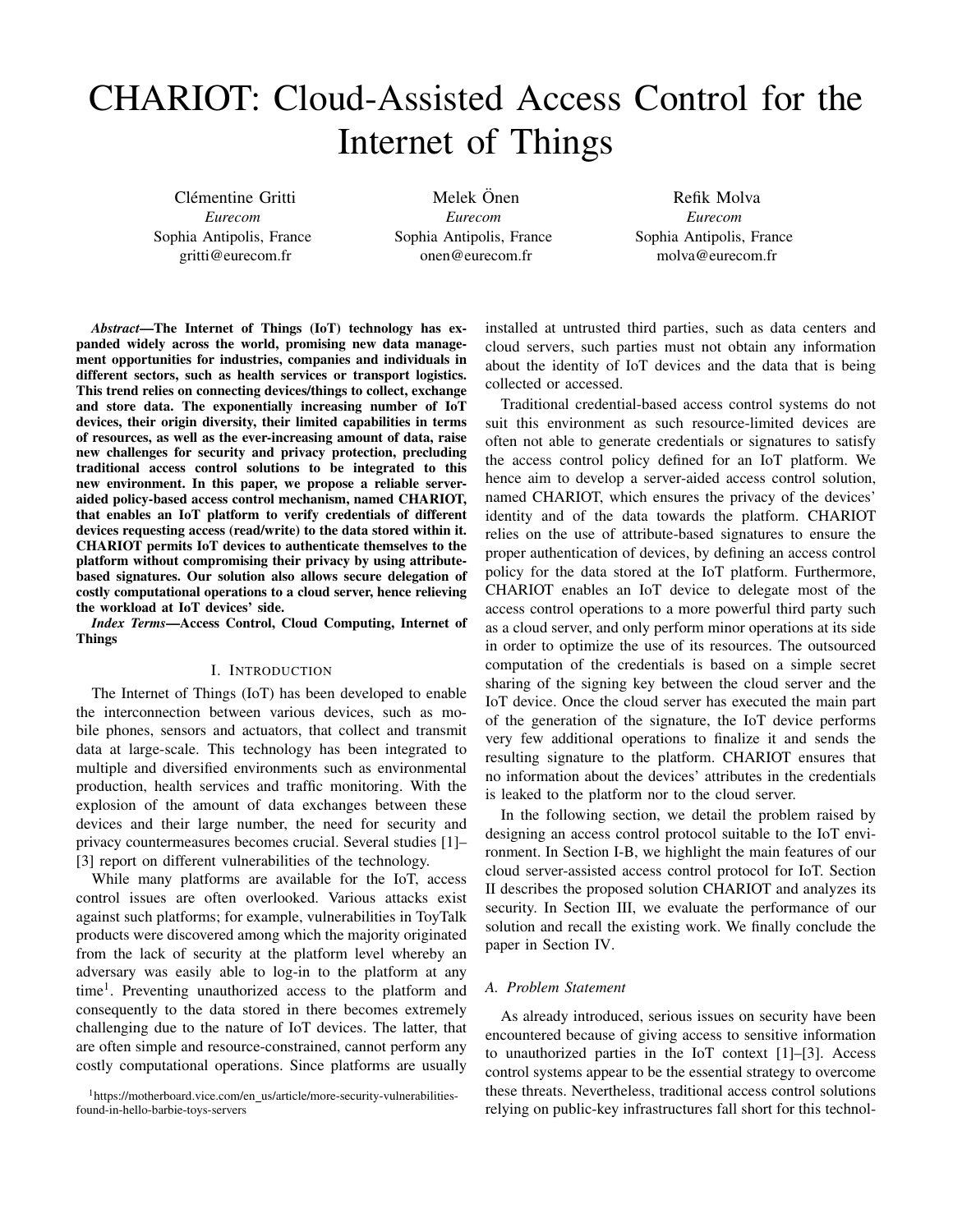# CHARIOT: Cloud-Assisted Access Control for the Internet of Things

Clémentine Gritti
*Eurecom*
Sophia Antipolis, France
gritti@eurecom.fr

Melek Önen
*Eurecom*
Sophia Antipolis, France
onen@eurecom.fr

Refik Molva
*Eurecom*
Sophia Antipolis, France
molva@eurecom.fr

***Abstract*—The Internet of Things (IoT) technology has expanded widely across the world, promising new data management opportunities for industries, companies and individuals in different sectors, such as health services or transport logistics. This trend relies on connecting devices/things to collect, exchange and store data. The exponentially increasing number of IoT devices, their origin diversity, their limited capabilities in terms of resources, as well as the ever-increasing amount of data, raise new challenges for security and privacy protection, precluding traditional access control solutions to be integrated to this new environment. In this paper, we propose a reliable server-aided policy-based access control mechanism, named CHARIOT, that enables an IoT platform to verify credentials of different devices requesting access (read/write) to the data stored within it. CHARIOT permits IoT devices to authenticate themselves to the platform without compromising their privacy by using attribute-based signatures. Our solution also allows secure delegation of costly computational operations to a cloud server, hence relieving the workload at IoT devices' side.**

***Index Terms*—Access Control, Cloud Computing, Internet of Things**

## I. Introduction

The Internet of Things (IoT) has been developed to enable the interconnection between various devices, such as mobile phones, sensors and actuators, that collect and transmit data at large-scale. This technology has been integrated to multiple and diversified environments such as environmental production, health services and traffic monitoring. With the explosion of the amount of data exchanges between these devices and their large number, the need for security and privacy countermeasures becomes crucial. Several studies [1]–[3] report on different vulnerabilities of the technology.

While many platforms are available for the IoT, access control issues are often overlooked. Various attacks exist against such platforms; for example, vulnerabilities in ToyTalk products were discovered among which the majority originated from the lack of security at the platform level whereby an adversary was easily able to log-in to the platform at any time[1]. Preventing unauthorized access to the platform and consequently to the data stored in there becomes extremely challenging due to the nature of IoT devices. The latter, that are often simple and resource-constrained, cannot perform any costly computational operations. Since platforms are usually installed at untrusted third parties, such as data centers and cloud servers, such parties must not obtain any information about the identity of IoT devices and the data that is being collected or accessed.

Traditional credential-based access control systems do not suit this environment as such resource-limited devices are often not able to generate credentials or signatures to satisfy the access control policy defined for an IoT platform. We hence aim to develop a server-aided access control solution, named CHARIOT, which ensures the privacy of the devices' identity and of the data towards the platform. CHARIOT relies on the use of attribute-based signatures to ensure the proper authentication of devices, by defining an access control policy for the data stored at the IoT platform. Furthermore, CHARIOT enables an IoT device to delegate most of the access control operations to a more powerful third party such as a cloud server, and only perform minor operations at its side in order to optimize the use of its resources. The outsourced computation of the credentials is based on a simple secret sharing of the signing key between the cloud server and the IoT device. Once the cloud server has executed the main part of the generation of the signature, the IoT device performs very few additional operations to finalize it and sends the resulting signature to the platform. CHARIOT ensures that no information about the devices' attributes in the credentials is leaked to the platform nor to the cloud server.

In the following section, we detail the problem raised by designing an access control protocol suitable to the IoT environment. In Section I-B, we highlight the main features of our cloud server-assisted access control protocol for IoT. Section II describes the proposed solution CHARIOT and analyzes its security. In Section III, we evaluate the performance of our solution and recall the existing work. We finally conclude the paper in Section IV.

### A. Problem Statement

As already introduced, serious issues on security have been encountered because of giving access to sensitive information to unauthorized parties in the IoT context [1]–[3]. Access control systems appear to be the essential strategy to overcome these threats. Nevertheless, traditional access control solutions relying on public-key infrastructures fall short for this technol-

[1] https://motherboard.vice.com/en_us/article/more-security-vulnerabilities-found-in-hello-barbie-toys-servers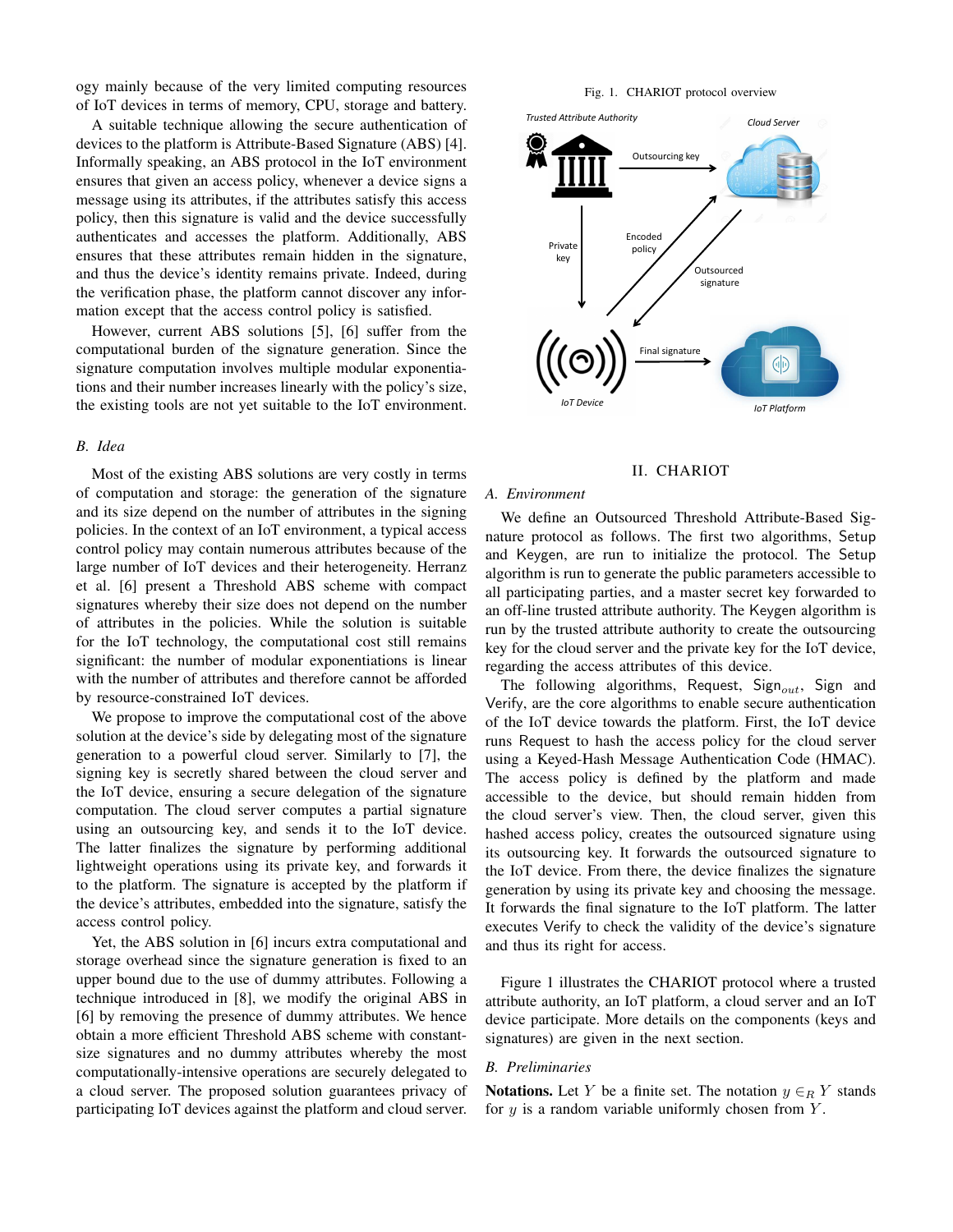ogy mainly because of the very limited computing resources of IoT devices in terms of memory, CPU, storage and battery.

A suitable technique allowing the secure authentication of devices to the platform is Attribute-Based Signature (ABS) [4]. Informally speaking, an ABS protocol in the IoT environment ensures that given an access policy, whenever a device signs a message using its attributes, if the attributes satisfy this access policy, then this signature is valid and the device successfully authenticates and accesses the platform. Additionally, ABS ensures that these attributes remain hidden in the signature, and thus the device's identity remains private. Indeed, during the verification phase, the platform cannot discover any information except that the access control policy is satisfied.

However, current ABS solutions [5], [6] suffer from the computational burden of the signature generation. Since the signature computation involves multiple modular exponentiations and their number increases linearly with the policy's size, the existing tools are not yet suitable to the IoT environment.

### B. Idea

Most of the existing ABS solutions are very costly in terms of computation and storage: the generation of the signature and its size depend on the number of attributes in the signing policies. In the context of an IoT environment, a typical access control policy may contain numerous attributes because of the large number of IoT devices and their heterogeneity. Herranz et al. [6] present a Threshold ABS scheme with compact signatures whereby their size does not depend on the number of attributes in the policies. While the solution is suitable for the IoT technology, the computational cost still remains significant: the number of modular exponentiations is linear with the number of attributes and therefore cannot be afforded by resource-constrained IoT devices.

We propose to improve the computational cost of the above solution at the device's side by delegating most of the signature generation to a powerful cloud server. Similarly to [7], the signing key is secretly shared between the cloud server and the IoT device, ensuring a secure delegation of the signature computation. The cloud server computes a partial signature using an outsourcing key, and sends it to the IoT device. The latter finalizes the signature by performing additional lightweight operations using its private key, and forwards it to the platform. The signature is accepted by the platform if the device's attributes, embedded into the signature, satisfy the access control policy.

Yet, the ABS solution in [6] incurs extra computational and storage overhead since the signature generation is fixed to an upper bound due to the use of dummy attributes. Following a technique introduced in [8], we modify the original ABS in [6] by removing the presence of dummy attributes. We hence obtain a more efficient Threshold ABS scheme with constant-size signatures and no dummy attributes whereby the most computationally-intensive operations are securely delegated to a cloud server. The proposed solution guarantees privacy of participating IoT devices against the platform and cloud server.

Fig. 1. CHARIOT protocol overview

## II. CHARIOT

### A. Environment

We define an Outsourced Threshold Attribute-Based Signature protocol as follows. The first two algorithms, Setup and Keygen, are run to initialize the protocol. The Setup algorithm is run to generate the public parameters accessible to all participating parties, and a master secret key forwarded to an off-line trusted attribute authority. The Keygen algorithm is run by the trusted attribute authority to create the outsourcing key for the cloud server and the private key for the IoT device, regarding the access attributes of this device.

The following algorithms, Request, $\mathsf{Sign}_{out}$, Sign and Verify, are the core algorithms to enable secure authentication of the IoT device towards the platform. First, the IoT device runs Request to hash the access policy for the cloud server using a Keyed-Hash Message Authentication Code (HMAC). The access policy is defined by the platform and made accessible to the device, but should remain hidden from the cloud server's view. Then, the cloud server, given this hashed access policy, creates the outsourced signature using its outsourcing key. It forwards the outsourced signature to the IoT device. From there, the device finalizes the signature generation by using its private key and choosing the message. It forwards the final signature to the IoT platform. The latter executes Verify to check the validity of the device's signature and thus its right for access.

Figure 1 illustrates the CHARIOT protocol where a trusted attribute authority, an IoT platform, a cloud server and an IoT device participate. More details on the components (keys and signatures) are given in the next section.

### B. Preliminaries

**Notations.** Let $Y$ be a finite set. The notation $y \in_R Y$ stands for $y$ is a random variable uniformly chosen from $Y$.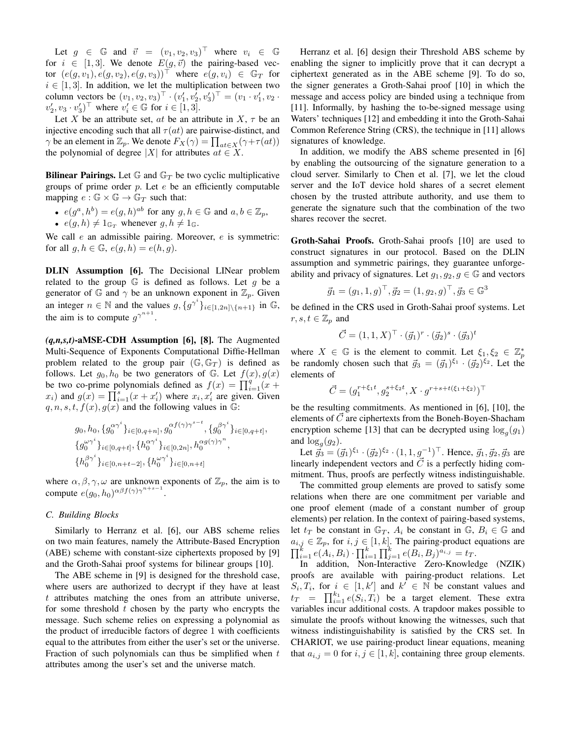Let $g \in \mathbb{G}$ and $\vec{v} = (v_1, v_2, v_3)^\top$ where $v_i \in \mathbb{G}$ for $i \in [1,3]$. We denote $E(g, \vec{v})$ the pairing-based vector $(e(g,v_1), e(g,v_2), e(g,v_3))^\top$ where $e(g, v_i) \in \mathbb{G}_T$ for $i \in [1,3]$. In addition, we let the multiplication between two column vectors be $(v_1, v_2, v_3)^\top \cdot (v'_1, v'_2, v'_3)^\top = (v_1 \cdot v'_1, v_2 \cdot v'_2, v_3 \cdot v'_3)^\top$ where $v'_i \in \mathbb{G}$ for $i \in [1,3]$.

Let $X$ be an attribute set, $at$ be an attribute in $X$, $\tau$ be an injective encoding such that all $\tau(at)$ are pairwise-distinct, and $\gamma$ be an element in $\mathbb{Z}_p$. We denote $F_X(\gamma) = \prod_{at \in X}(\gamma + \tau(at))$ the polynomial of degree $|X|$ for attributes $at \in X$.

**Bilinear Pairings.** Let $\mathbb{G}$ and $\mathbb{G}_T$ be two cyclic multiplicative groups of prime order $p$. Let $e$ be an efficiently computable mapping $e : \mathbb{G} \times \mathbb{G} \rightarrow \mathbb{G}_T$ such that:

- $e(g^a, h^b) = e(g,h)^{ab}$ for any $g, h \in \mathbb{G}$ and $a, b \in \mathbb{Z}_p$,
- $e(g,h) \neq 1_{\mathbb{G}_T}$ whenever $g, h \neq 1_{\mathbb{G}}$.

We call $e$ an admissible pairing. Moreover, $e$ is symmetric: for all $g, h \in \mathbb{G}$, $e(g,h) = e(h,g)$.

**DLIN Assumption [6].** The Decisional LINear problem related to the group $\mathbb{G}$ is defined as follows. Let $g$ be a generator of $\mathbb{G}$ and $\gamma$ be an unknown exponent in $\mathbb{Z}_p$. Given an integer $n \in \mathbb{N}$ and the values $g, \{g^{\gamma^i}\}_{i \in [1,2n] \setminus \{n+1\}}$ in $\mathbb{G}$, the aim is to compute $g^{\gamma^{n+1}}$.

***(q,n,s,t)*-aMSE-CDH Assumption [6], [8].** The Augmented Multi-Sequence of Exponents Computational Diffie-Hellman problem related to the group pair $(\mathbb{G}, \mathbb{G}_T)$ is defined as follows. Let $g_0, h_0$ be two generators of $\mathbb{G}$. Let $f(x), g(x)$ be two co-prime polynomials defined as $f(x) = \prod_{i=1}^{q}(x + x_i)$ and $g(x) = \prod_{i=1}^{s}(x + x'_i)$ where $x_i, x'_i$ are given. Given $q, n, s, t, f(x), g(x)$ and the following values in $\mathbb{G}$:

$$
\begin{aligned}
&g_0, h_0, \{g_0^{\alpha\gamma^i}\}_{i \in [0,q+n]}, g_0^{\alpha f(\gamma)\gamma^{s-t}}, \{g_0^{\beta\gamma^i}\}_{i \in [0,q+t]}, \\
&\{g_0^{\omega\gamma^i}\}_{i \in [0,q+t]}, \{h_0^{\alpha\gamma^i}\}_{i \in [0,2n]}, h_0^{\alpha g(\gamma)\gamma^n}, \\
&\{h_0^{\beta\gamma^i}\}_{i \in [0,n+t-2]}, \{h_0^{\omega\gamma^i}\}_{i \in [0,n+t]}
\end{aligned}
$$

where $\alpha, \beta, \gamma, \omega$ are unknown exponents of $\mathbb{Z}_p$, the aim is to compute $e(g_0, h_0)^{\alpha\beta f(\gamma)\gamma^{n+s-1}}$.

### C. Building Blocks

Similarly to Herranz et al. [6], our ABS scheme relies on two main features, namely the Attribute-Based Encryption (ABE) scheme with constant-size ciphertexts proposed by [9] and the Groth-Sahai proof systems for bilinear groups [10].

The ABE scheme in [9] is designed for the threshold case, where users are authorized to decrypt if they have at least $t$ attributes matching the ones from an attribute universe, for some threshold $t$ chosen by the party who encrypts the message. Such scheme relies on expressing a polynomial as the product of irreducible factors of degree 1 with coefficients equal to the attributes from either the user's set or the universe. Fraction of such polynomials can thus be simplified when $t$ attributes among the user's set and the universe match.

Herranz et al. [6] design their Threshold ABS scheme by enabling the signer to implicitly prove that it can decrypt a ciphertext generated as in the ABE scheme [9]. To do so, the signer generates a Groth-Sahai proof [10] in which the message and access policy are binded using a technique from [11]. Informally, by hashing the to-be-signed message using Waters' techniques [12] and embedding it into the Groth-Sahai Common Reference String (CRS), the technique in [11] allows signatures of knowledge.

In addition, we modify the ABS scheme presented in [6] by enabling the outsourcing of the signature generation to a cloud server. Similarly to Chen et al. [7], we let the cloud server and the IoT device hold shares of a secret element chosen by the trusted attribute authority, and use them to generate the signature such that the combination of the two shares recover the secret.

**Groth-Sahai Proofs.** Groth-Sahai proofs [10] are used to construct signatures in our protocol. Based on the DLIN assumption and symmetric pairings, they guarantee unforgeability and privacy of signatures. Let $g_1, g_2, g \in \mathbb{G}$ and vectors

$$
\vec{g}_1 = (g_1, 1, g)^\top, \vec{g}_2 = (1, g_2, g)^\top, \vec{g}_3 \in \mathbb{G}^3
$$

be defined in the CRS used in Groth-Sahai proof systems. Let $r, s, t \in \mathbb{Z}_p$ and

$$
\vec{C} = (1, 1, X)^\top \cdot (\vec{g}_1)^r \cdot (\vec{g}_2)^s \cdot (\vec{g}_3)^t
$$

where $X \in \mathbb{G}$ is the element to commit. Let $\xi_1, \xi_2 \in \mathbb{Z}_p^*$ be randomly chosen such that $\vec{g}_3 = (\vec{g}_1)^{\xi_1} \cdot (\vec{g}_2)^{\xi_2}$. Let the elements of

$$
\vec{C} = (g_1^{r+\xi_1 t}, g_2^{s+\xi_2 t}, X \cdot g^{r+s+t(\xi_1+\xi_2)})^\top
$$

be the resulting commitments. As mentioned in [6], [10], the elements of $\vec{C}$ are ciphertexts from the Boneh-Boyen-Shacham encryption scheme [13] that can be decrypted using $\log_g(g_1)$ and $\log_g(g_2)$.

Let $\vec{g}_3 = (\vec{g}_1)^{\xi_1} \cdot (\vec{g}_2)^{\xi_2} \cdot (1, 1, g^{-1})^\top$. Hence, $\vec{g}_1, \vec{g}_2, \vec{g}_3$ are linearly independent vectors and $\vec{C}$ is a perfectly hiding commitment. Thus, proofs are perfectly witness indistinguishable.

The committed group elements are proved to satisfy some relations when there are one commitment per variable and one proof element (made of a constant number of group elements) per relation. In the context of pairing-based systems, let $t_T$ be constant in $\mathbb{G}_T$, $A_i$ be constant in $\mathbb{G}$, $B_i \in \mathbb{G}$ and $a_{i,j} \in \mathbb{Z}_p$, for $i, j \in [1,k]$. The pairing-product equations are $\prod_{i=1}^{k} e(A_i, B_i) \cdot \prod_{i=1}^{k} \prod_{j=1}^{k} e(B_i, B_j)^{a_{i,j}} = t_T$.

In addition, Non-Interactive Zero-Knowledge (NZIK) proofs are available with pairing-product relations. Let $S_i, T_i$, for $i \in [1, k']$ and $k' \in \mathbb{N}$ be constant values and $t_T = \prod_{i=1}^{k_1} e(S_i, T_i)$ be a target element. These extra variables incur additional costs. A trapdoor makes possible to simulate the proofs without knowing the witnesses, such that witness indistinguishability is satisfied by the CRS set. In CHARIOT, we use pairing-product linear equations, meaning that $a_{i,j} = 0$ for $i, j \in [1,k]$, containing three group elements.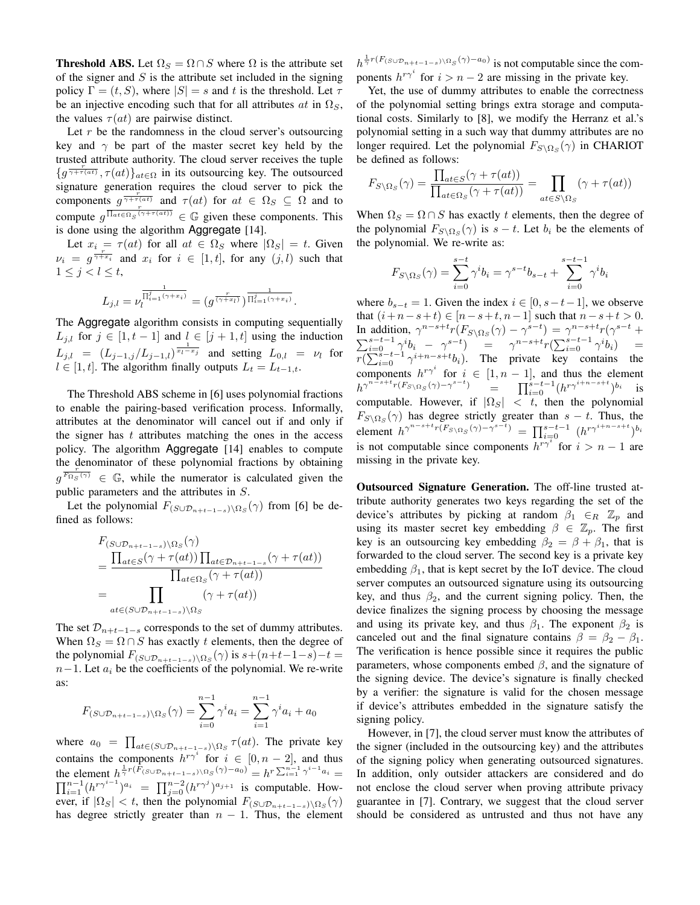**Threshold ABS.** Let $\Omega_S = \Omega \cap S$ where $\Omega$ is the attribute set of the signer and $S$ is the attribute set included in the signing policy $\Gamma = (t, S)$, where $|S| = s$ and $t$ is the threshold. Let $\tau$ be an injective encoding such that for all attributes $at$ in $\Omega_S$, the values $\tau(at)$ are pairwise distinct.

Let $r$ be the randomness in the cloud server's outsourcing key and $\gamma$ be part of the master secret key held by the trusted attribute authority. The cloud server receives the tuple $\{g^{\frac{r}{\gamma+\tau(at)}}, \tau(at)\}_{at\in\Omega}$ in its outsourcing key. The outsourced signature generation requires the cloud server to pick the components $g^{\frac{r}{\gamma+\tau(at)}}$ and $\tau(at)$ for $at \in \Omega_S \subseteq \Omega$ and to compute $g^{\frac{r}{\prod_{at\in\Omega_S}(\gamma+\tau(at))}} \in \mathbb{G}$ given these components. This is done using the algorithm Aggregate [14].

Let $x_i = \tau(at)$ for all $at \in \Omega_S$ where $|\Omega_S| = t$. Given $\nu_i = g^{\frac{r}{\gamma+x_i}}$ and $x_i$ for $i \in [1, t]$, for any $(j, l)$ such that $1 \le j < l \le t$,

$$L_{j,l} = \nu_l^{\frac{1}{\prod_{i=1}^{j}(\gamma+x_i)}} = (g^{\frac{r}{(\gamma+x_l)}})^{\frac{1}{\prod_{i=1}^{j}(\gamma+x_i)}}.$$

The Aggregate algorithm consists in computing sequentially $L_{j,l}$ for $j \in [1, t-1]$ and $l \in [j+1, t]$ using the induction $L_{j,l} = (L_{j-1,j}/L_{j-1,l})^{\frac{1}{x_l - x_j}}$ and setting $L_{0,l} = \nu_l$ for $l \in [1, t]$. The algorithm finally outputs $L_t = L_{t-1,t}$.

The Threshold ABS scheme in [6] uses polynomial fractions to enable the pairing-based verification process. Informally, attributes at the denominator will cancel out if and only if the signer has $t$ attributes matching the ones in the access policy. The algorithm Aggregate [14] enables to compute the denominator of these polynomial fractions by obtaining $g^{\frac{r}{F_{\Omega_S}(\gamma)}} \in \mathbb{G}$, while the numerator is calculated given the public parameters and the attributes in $S$.

Let the polynomial $F_{(S\cup\mathcal{D}_{n+t-1-s})\setminus\Omega_S}(\gamma)$ from [6] be defined as follows:

$$\begin{aligned} &F_{(S\cup\mathcal{D}_{n+t-1-s})\setminus\Omega_S}(\gamma) \\ &= \frac{\prod_{at\in S}(\gamma+\tau(at))\prod_{at\in\mathcal{D}_{n+t-1-s}}(\gamma+\tau(at))}{\prod_{at\in\Omega_S}(\gamma+\tau(at))} \\ &= \prod_{at\in(S\cup\mathcal{D}_{n+t-1-s})\setminus\Omega_S}(\gamma+\tau(at)) \end{aligned}$$

The set $\mathcal{D}_{n+t-1-s}$ corresponds to the set of dummy attributes. When $\Omega_S = \Omega \cap S$ has exactly $t$ elements, then the degree of the polynomial $F_{(S\cup\mathcal{D}_{n+t-1-s})\setminus\Omega_S}(\gamma)$ is $s+(n+t-1-s)-t = n-1$. Let $a_i$ be the coefficients of the polynomial. We re-write as:

$$F_{(S\cup\mathcal{D}_{n+t-1-s})\setminus\Omega_S}(\gamma) = \sum_{i=0}^{n-1}\gamma^i a_i = \sum_{i=1}^{n-1}\gamma^i a_i + a_0$$

where $a_0 = \prod_{at\in(S\cup\mathcal{D}_{n+t-1-s})\setminus\Omega_S}\tau(at)$. The private key contains the components $h^{r\gamma^i}$ for $i \in [0, n-2]$, and thus the element $h^{\frac{1}{\gamma}r(F_{(S\cup\mathcal{D}_{n+t-1-s})\setminus\Omega_S}(\gamma)-a_0)} = h^{r\sum_{i=1}^{n-1}\gamma^{i-1}a_i} = \prod_{i=1}^{n-1}(h^{r\gamma^{i-1}})^{a_i} = \prod_{j=0}^{n-2}(h^{r\gamma^j})^{a_{j+1}}$ is computable. However, if $|\Omega_S| < t$, then the polynomial $F_{(S\cup\mathcal{D}_{n+t-1-s})\setminus\Omega_S}(\gamma)$ has degree strictly greater than $n-1$. Thus, the element $h^{\frac{1}{\gamma}r(F_{(S\cup\mathcal{D}_{n+t-1-s})\setminus\Omega_S}(\gamma)-a_0)}$ is not computable since the components $h^{r\gamma^i}$ for $i > n-2$ are missing in the private key.

Yet, the use of dummy attributes to enable the correctness of the polynomial setting brings extra storage and computational costs. Similarly to [8], we modify the Herranz et al.'s polynomial setting in a such way that dummy attributes are no longer required. Let the polynomial $F_{S\setminus\Omega_S}(\gamma)$ in CHARIOT be defined as follows:

$$F_{S\setminus\Omega_S}(\gamma) = \frac{\prod_{at\in S}(\gamma+\tau(at))}{\prod_{at\in\Omega_S}(\gamma+\tau(at))} = \prod_{at\in S\setminus\Omega_S}(\gamma+\tau(at))$$

When $\Omega_S = \Omega \cap S$ has exactly $t$ elements, then the degree of the polynomial $F_{S\setminus\Omega_S}(\gamma)$ is $s-t$. Let $b_i$ be the elements of the polynomial. We re-write as:

$$F_{S\setminus\Omega_S}(\gamma) = \sum_{i=0}^{s-t}\gamma^i b_i = \gamma^{s-t}b_{s-t} + \sum_{i=0}^{s-t-1}\gamma^i b_i$$

where $b_{s-t} = 1$. Given the index $i \in [0, s-t-1]$, we observe that $(i+n-s+t) \in [n-s+t, n-1]$ such that $n-s+t > 0$. In addition, $\gamma^{n-s+t}r(F_{S\setminus\Omega_S}(\gamma) - \gamma^{s-t}) = \gamma^{n-s+t}r(\gamma^{s-t} + \sum_{i=0}^{s-t-1}\gamma^i b_i - \gamma^{s-t}) = \gamma^{n-s+t}r(\sum_{i=0}^{s-t-1}\gamma^i b_i) = r(\sum_{i=0}^{s-t-1}\gamma^{i+n-s+t}b_i)$. The private key contains the components $h^{r\gamma^i}$ for $i \in [1, n-1]$, and thus the element $h^{\gamma^{n-s+t}r(F_{S\setminus\Omega_S}(\gamma)-\gamma^{s-t})} = \prod_{i=0}^{s-t-1}(h^{r\gamma^{i+n-s+t}})^{b_i}$ is computable. However, if $|\Omega_S| < t$, then the polynomial $F_{S\setminus\Omega_S}(\gamma)$ has degree strictly greater than $s-t$. Thus, the element $h^{\gamma^{n-s+t}r(F_{S\setminus\Omega_S}(\gamma)-\gamma^{s-t})} = \prod_{i=0}^{s-t-1}(h^{r\gamma^{i+n-s+t}})^{b_i}$ is not computable since components $h^{r\gamma^i}$ for $i > n-1$ are missing in the private key.

**Outsourced Signature Generation.** The off-line trusted attribute authority generates two keys regarding the set of the device's attributes by picking at random $\beta_1 \in_R \mathbb{Z}_p$ and using its master secret key embedding $\beta \in \mathbb{Z}_p$. The first key is an outsourcing key embedding $\beta_2 = \beta + \beta_1$, that is forwarded to the cloud server. The second key is a private key embedding $\beta_1$, that is kept secret by the IoT device. The cloud server computes an outsourced signature using its outsourcing key, and thus $\beta_2$, and the current signing policy. Then, the device finalizes the signing process by choosing the message and using its private key, and thus $\beta_1$. The exponent $\beta_2$ is canceled out and the final signature contains $\beta = \beta_2 - \beta_1$. The verification is hence possible since it requires the public parameters, whose components embed $\beta$, and the signature of the signing device. The device's signature is finally checked by a verifier: the signature is valid for the chosen message if device's attributes embedded in the signature satisfy the signing policy.

However, in [7], the cloud server must know the attributes of the signer (included in the outsourcing key) and the attributes of the signing policy when generating outsourced signatures. In addition, only outsider attackers are considered and do not enclose the cloud server when proving attribute privacy guarantee in [7]. Contrary, we suggest that the cloud server should be considered as untrusted and thus not have any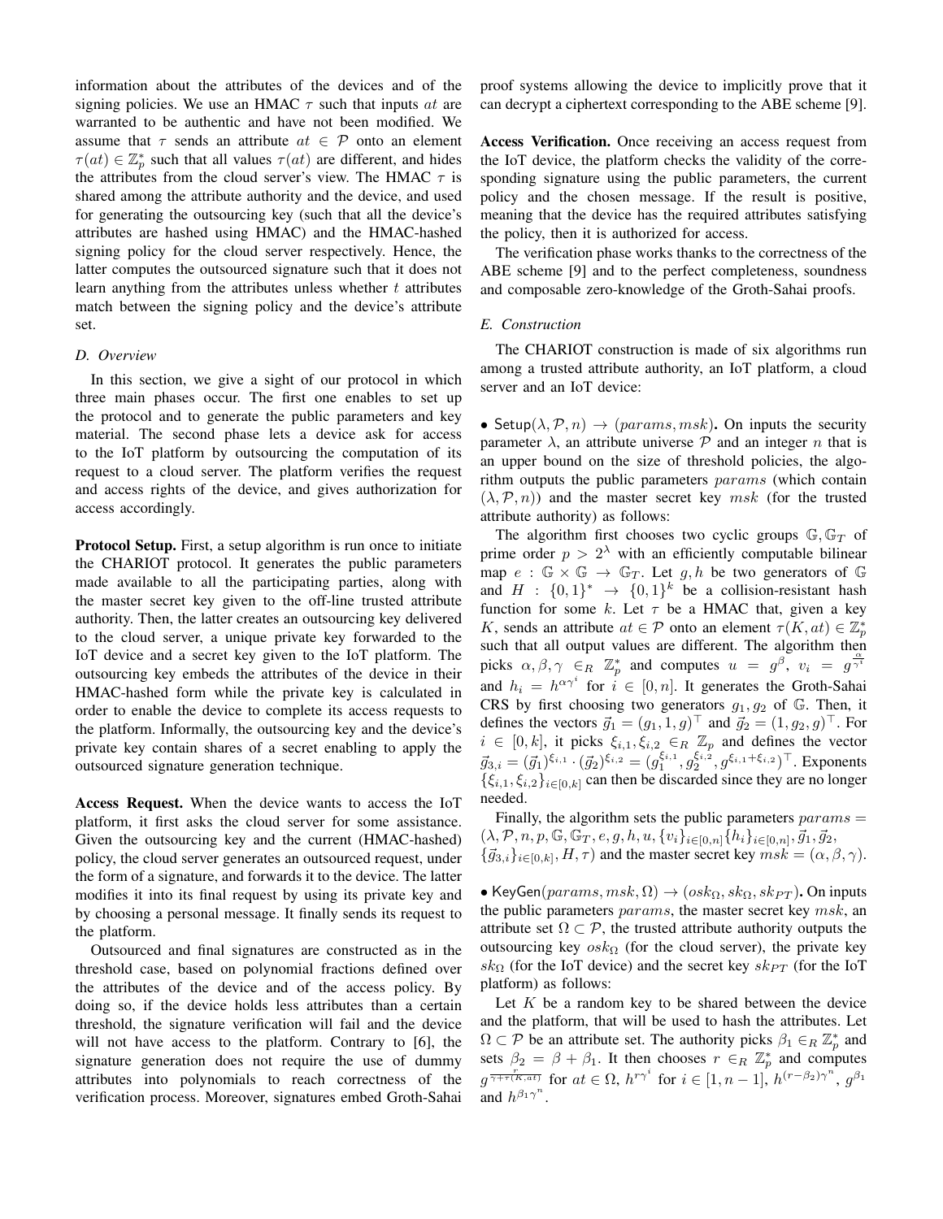information about the attributes of the devices and of the signing policies. We use an HMAC $\tau$ such that inputs $at$ are warranted to be authentic and have not been modified. We assume that $\tau$ sends an attribute $at \in \mathcal{P}$ onto an element $\tau(at) \in \mathbb{Z}_p^*$ such that all values $\tau(at)$ are different, and hides the attributes from the cloud server's view. The HMAC $\tau$ is shared among the attribute authority and the device, and used for generating the outsourcing key (such that all the device's attributes are hashed using HMAC) and the HMAC-hashed signing policy for the cloud server respectively. Hence, the latter computes the outsourced signature such that it does not learn anything from the attributes unless whether $t$ attributes match between the signing policy and the device's attribute set.

### D. Overview

In this section, we give a sight of our protocol in which three main phases occur. The first one enables to set up the protocol and to generate the public parameters and key material. The second phase lets a device ask for access to the IoT platform by outsourcing the computation of its request to a cloud server. The platform verifies the request and access rights of the device, and gives authorization for access accordingly.

**Protocol Setup.** First, a setup algorithm is run once to initiate the CHARIOT protocol. It generates the public parameters made available to all the participating parties, along with the master secret key given to the off-line trusted attribute authority. Then, the latter creates an outsourcing key delivered to the cloud server, a unique private key forwarded to the IoT device and a secret key given to the IoT platform. The outsourcing key embeds the attributes of the device in their HMAC-hashed form while the private key is calculated in order to enable the device to complete its access requests to the platform. Informally, the outsourcing key and the device's private key contain shares of a secret enabling to apply the outsourced signature generation technique.

**Access Request.** When the device wants to access the IoT platform, it first asks the cloud server for some assistance. Given the outsourcing key and the current (HMAC-hashed) policy, the cloud server generates an outsourced request, under the form of a signature, and forwards it to the device. The latter modifies it into its final request by using its private key and by choosing a personal message. It finally sends its request to the platform.

Outsourced and final signatures are constructed as in the threshold case, based on polynomial fractions defined over the attributes of the device and of the access policy. By doing so, if the device holds less attributes than a certain threshold, the signature verification will fail and the device will not have access to the platform. Contrary to [6], the signature generation does not require the use of dummy attributes into polynomials to reach correctness of the verification process. Moreover, signatures embed Groth-Sahai proof systems allowing the device to implicitly prove that it can decrypt a ciphertext corresponding to the ABE scheme [9].

**Access Verification.** Once receiving an access request from the IoT device, the platform checks the validity of the corresponding signature using the public parameters, the current policy and the chosen message. If the result is positive, meaning that the device has the required attributes satisfying the policy, then it is authorized for access.

The verification phase works thanks to the correctness of the ABE scheme [9] and to the perfect completeness, soundness and composable zero-knowledge of the Groth-Sahai proofs.

### E. Construction

The CHARIOT construction is made of six algorithms run among a trusted attribute authority, an IoT platform, a cloud server and an IoT device:

• $\mathsf{Setup}(\lambda, \mathcal{P}, n) \to (params, msk)$. On inputs the security parameter $\lambda$, an attribute universe $\mathcal{P}$ and an integer $n$ that is an upper bound on the size of threshold policies, the algorithm outputs the public parameters $params$ (which contain $(\lambda, \mathcal{P}, n)$) and the master secret key $msk$ (for the trusted attribute authority) as follows:

The algorithm first chooses two cyclic groups $\mathbb{G}, \mathbb{G}_T$ of prime order $p > 2^\lambda$ with an efficiently computable bilinear map $e : \mathbb{G} \times \mathbb{G} \to \mathbb{G}_T$. Let $g, h$ be two generators of $\mathbb{G}$ and $H : \{0,1\}^* \to \{0,1\}^k$ be a collision-resistant hash function for some $k$. Let $\tau$ be a HMAC that, given a key $K$, sends an attribute $at \in \mathcal{P}$ onto an element $\tau(K, at) \in \mathbb{Z}_p^*$ such that all output values are different. The algorithm then picks $\alpha, \beta, \gamma \in_R \mathbb{Z}_p^*$ and computes $u = g^\beta$, $v_i = g^{\frac{\alpha}{\gamma^i}}$ and $h_i = h^{\alpha\gamma^i}$ for $i \in [0, n]$. It generates the Groth-Sahai CRS by first choosing two generators $g_1, g_2$ of $\mathbb{G}$. Then, it defines the vectors $\vec{g}_1 = (g_1, 1, g)^\top$ and $\vec{g}_2 = (1, g_2, g)^\top$. For $i \in [0, k]$, it picks $\xi_{i,1}, \xi_{i,2} \in_R \mathbb{Z}_p$ and defines the vector $\vec{g}_{3,i} = (\vec{g}_1)^{\xi_{i,1}} \cdot (\vec{g}_2)^{\xi_{i,2}} = (g_1^{\xi_{i,1}}, g_2^{\xi_{i,2}}, g^{\xi_{i,1}+\xi_{i,2}})^\top$. Exponents $\{\xi_{i,1}, \xi_{i,2}\}_{i\in[0,k]}$ can then be discarded since they are no longer needed.

Finally, the algorithm sets the public parameters $params = (\lambda, \mathcal{P}, n, p, \mathbb{G}, \mathbb{G}_T, e, g, h, u, \{v_i\}_{i\in[0,n]}\{h_i\}_{i\in[0,n]}, \vec{g}_1, \vec{g}_2, \{\vec{g}_{3,i}\}_{i\in[0,k]}, H, \tau)$ and the master secret key $msk = (\alpha, \beta, \gamma)$.

• $\mathsf{KeyGen}(params, msk, \Omega) \to (osk_\Omega, sk_\Omega, sk_{PT})$. On inputs the public parameters $params$, the master secret key $msk$, an attribute set $\Omega \subset \mathcal{P}$, the trusted attribute authority outputs the outsourcing key $osk_\Omega$ (for the cloud server), the private key $sk_\Omega$ (for the IoT device) and the secret key $sk_{PT}$ (for the IoT platform) as follows:

Let $K$ be a random key to be shared between the device and the platform, that will be used to hash the attributes. Let $\Omega \subset \mathcal{P}$ be an attribute set. The authority picks $\beta_1 \in_R \mathbb{Z}_p^*$ and sets $\beta_2 = \beta + \beta_1$. It then chooses $r \in_R \mathbb{Z}_p^*$ and computes $g^{\frac{r}{\gamma+\tau(K,at)}}$ for $at \in \Omega$, $h^{r\gamma^i}$ for $i \in [1, n-1]$, $h^{(r-\beta_2)\gamma^n}$, $g^{\beta_1}$ and $h^{\beta_1\gamma^n}$.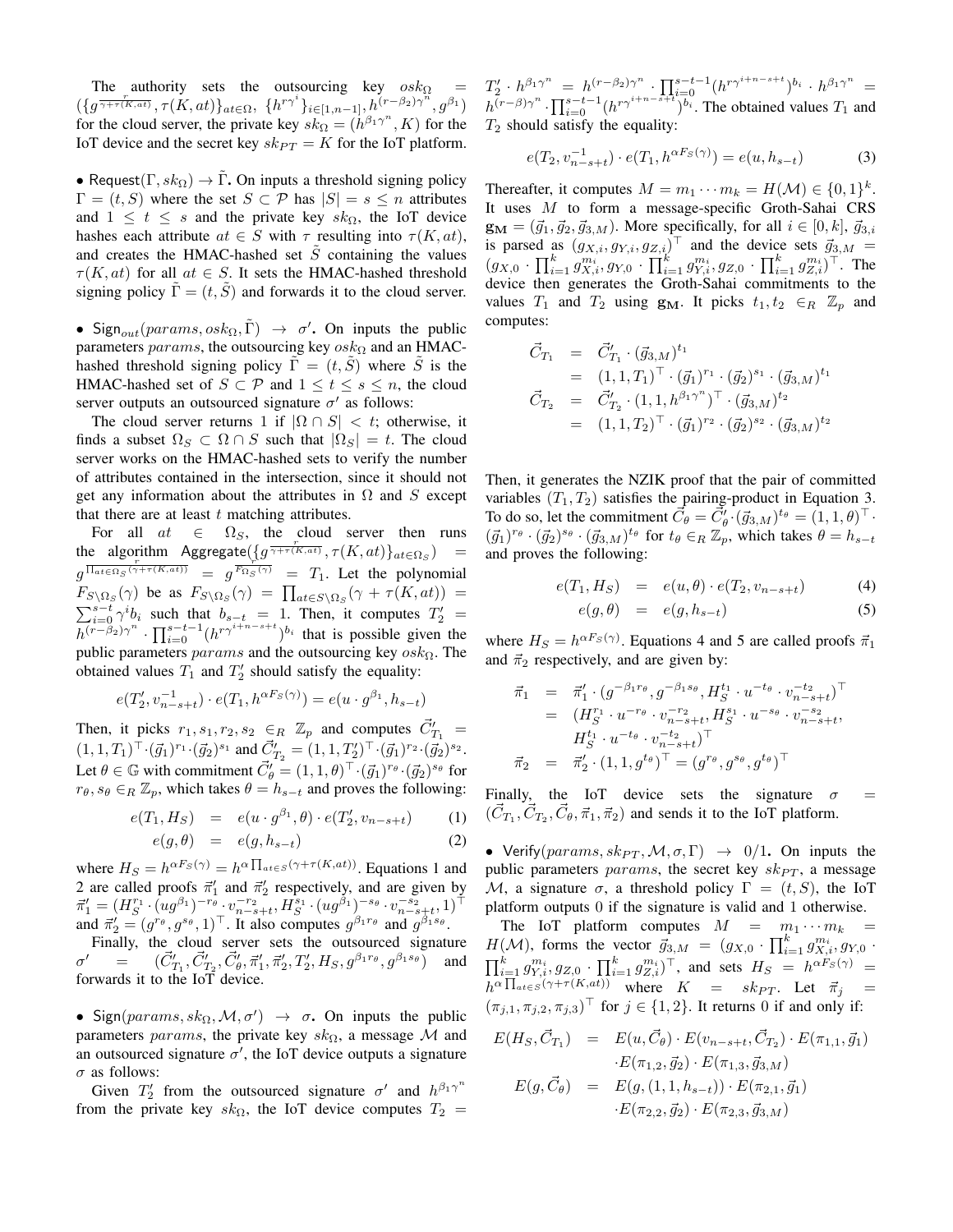The authority sets the outsourcing key $osk_\Omega = (\{g^{\frac{r}{\gamma+\tau(K,at)}}, \tau(K,at)\}_{at\in\Omega}, \{h^{r\gamma^i}\}_{i\in[1,n-1]}, h^{(r-\beta_2)\gamma^n}, g^{\beta_1})$ for the cloud server, the private key $sk_\Omega = (h^{\beta_1\gamma^n}, K)$ for the IoT device and the secret key $sk_{PT} = K$ for the IoT platform.

• $\mathsf{Request}(\Gamma, sk_\Omega) \to \tilde{\Gamma}$**.** On inputs a threshold signing policy $\Gamma = (t, S)$ where the set $S \subset \mathcal{P}$ has $|S| = s \le n$ attributes and $1 \le t \le s$ and the private key $sk_\Omega$, the IoT device hashes each attribute $at \in S$ with $\tau$ resulting into $\tau(K, at)$, and creates the HMAC-hashed set $\tilde{S}$ containing the values $\tau(K, at)$ for all $at \in S$. It sets the HMAC-hashed threshold signing policy $\tilde{\Gamma} = (t, \tilde{S})$ and forwards it to the cloud server.

• $\mathsf{Sign}_{out}(params, osk_\Omega, \tilde{\Gamma}) \to \sigma'$**.** On inputs the public parameters $params$, the outsourcing key $osk_\Omega$ and an HMAC-hashed threshold signing policy $\tilde{\Gamma} = (t, \tilde{S})$ where $\tilde{S}$ is the HMAC-hashed set of $S \subset \mathcal{P}$ and $1 \le t \le s \le n$, the cloud server outputs an outsourced signature $\sigma'$ as follows:

The cloud server returns 1 if $|\Omega \cap S| < t$; otherwise, it finds a subset $\Omega_S \subset \Omega \cap S$ such that $|\Omega_S| = t$. The cloud server works on the HMAC-hashed sets to verify the number of attributes contained in the intersection, since it should not get any information about the attributes in $\Omega$ and $S$ except that there are at least $t$ matching attributes.

For all $at \in \Omega_S$, the cloud server then runs the algorithm $\mathsf{Aggregate}(\{g^{\frac{r}{\gamma+\tau(K,at)}}, \tau(K,at)\}_{at\in\Omega_S}) = g^{\frac{r}{\prod_{at\in\Omega_S}(\gamma+\tau(K,at))}} = g^{\frac{r}{F_{\Omega_S}(\gamma)}} = T_1$. Let the polynomial $F_{S\setminus\Omega_S}(\gamma)$ be as $F_{S\setminus\Omega_S}(\gamma) = \prod_{at\in S\setminus\Omega_S}(\gamma + \tau(K,at)) = \sum_{i=0}^{s-t}\gamma^i b_i$ such that $b_{s-t} = 1$. Then, it computes $T_2' = h^{(r-\beta_2)\gamma^n} \cdot \prod_{i=0}^{s-t-1}(h^{r\gamma^{i+n-s+t}})^{b_i}$ that is possible given the public parameters $params$ and the outsourcing key $osk_\Omega$. The obtained values $T_1$ and $T_2'$ should satisfy the equality:

$$e(T_2', v_{n-s+t}^{-1}) \cdot e(T_1, h^{\alpha F_S(\gamma)}) = e(u \cdot g^{\beta_1}, h_{s-t})$$

Then, it picks $r_1, s_1, r_2, s_2 \in_R \mathbb{Z}_p$ and computes $\vec{C}'_{T_1} = (1,1,T_1)^\top \cdot (\vec{g}_1)^{r_1} \cdot (\vec{g}_2)^{s_1}$ and $\vec{C}'_{T_2} = (1,1,T_2')^\top \cdot (\vec{g}_1)^{r_2} \cdot (\vec{g}_2)^{s_2}$. Let $\theta \in \mathbb{G}$ with commitment $\vec{C}'_\theta = (1,1,\theta)^\top \cdot (\vec{g}_1)^{r_\theta} \cdot (\vec{g}_2)^{s_\theta}$ for $r_\theta, s_\theta \in_R \mathbb{Z}_p$, which takes $\theta = h_{s-t}$ and proves the following:

$$e(T_1, H_S) = e(u \cdot g^{\beta_1}, \theta) \cdot e(T_2', v_{n-s+t}) \qquad (1)$$
$$e(g, \theta) = e(g, h_{s-t}) \qquad (2)$$

where $H_S = h^{\alpha F_S(\gamma)} = h^{\alpha \prod_{at\in S}(\gamma+\tau(K,at))}$. Equations 1 and 2 are called proofs $\vec{\pi}'_1$ and $\vec{\pi}'_2$ respectively, and are given by $\vec{\pi}'_1 = (H_S^{r_1} \cdot (ug^{\beta_1})^{-r_\theta} \cdot v_{n-s+t}^{-r_2}, H_S^{s_1} \cdot (ug^{\beta_1})^{-s_\theta} \cdot v_{n-s+t}^{-s_2}, 1)^\top$ and $\vec{\pi}'_2 = (g^{r_\theta}, g^{s_\theta}, 1)^\top$. It also computes $g^{\beta_1 r_\theta}$ and $g^{\beta_1 s_\theta}$.

Finally, the cloud server sets the outsourced signature $\sigma' = (\vec{C}'_{T_1}, \vec{C}'_{T_2}, \vec{C}'_\theta, \vec{\pi}'_1, \vec{\pi}'_2, T_2', H_S, g^{\beta_1 r_\theta}, g^{\beta_1 s_\theta})$ and forwards it to the IoT device.

• $\mathsf{Sign}(params, sk_\Omega, \mathcal{M}, \sigma') \to \sigma$**.** On inputs the public parameters $params$, the private key $sk_\Omega$, a message $\mathcal{M}$ and an outsourced signature $\sigma'$, the IoT device outputs a signature $\sigma$ as follows:

Given $T_2'$ from the outsourced signature $\sigma'$ and $h^{\beta_1\gamma^n}$ from the private key $sk_\Omega$, the IoT device computes $T_2 = T_2' \cdot h^{\beta_1\gamma^n} = h^{(r-\beta_2)\gamma^n} \cdot \prod_{i=0}^{s-t-1}(h^{r\gamma^{i+n-s+t}})^{b_i} \cdot h^{\beta_1\gamma^n} = h^{(r-\beta)\gamma^n} \cdot \prod_{i=0}^{s-t-1}(h^{r\gamma^{i+n-s+t}})^{b_i}$. The obtained values $T_1$ and $T_2$ should satisfy the equality:

$$e(T_2, v_{n-s+t}^{-1}) \cdot e(T_1, h^{\alpha F_S(\gamma)}) = e(u, h_{s-t}) \qquad (3)$$

Thereafter, it computes $M = m_1 \cdots m_k = H(\mathcal{M}) \in \{0,1\}^k$. It uses $M$ to form a message-specific Groth-Sahai CRS $\mathbf{g_M} = (\vec{g}_1, \vec{g}_2, \vec{g}_{3,M})$. More specifically, for all $i \in [0,k]$, $\vec{g}_{3,i}$ is parsed as $(g_{X,i}, g_{Y,i}, g_{Z,i})^\top$ and the device sets $\vec{g}_{3,M} = (g_{X,0} \cdot \prod_{i=1}^k g_{X,i}^{m_i}, g_{Y,0} \cdot \prod_{i=1}^k g_{Y,i}^{m_i}, g_{Z,0} \cdot \prod_{i=1}^k g_{Z,i}^{m_i})^\top$. The device then generates the Groth-Sahai commitments to the values $T_1$ and $T_2$ using $\mathbf{g_M}$. It picks $t_1, t_2 \in_R \mathbb{Z}_p$ and computes:

$$\begin{aligned}
\vec{C}_{T_1} &= \vec{C}'_{T_1} \cdot (\vec{g}_{3,M})^{t_1} \\
&= (1,1,T_1)^\top \cdot (\vec{g}_1)^{r_1} \cdot (\vec{g}_2)^{s_1} \cdot (\vec{g}_{3,M})^{t_1} \\
\vec{C}_{T_2} &= \vec{C}'_{T_2} \cdot (1,1,h^{\beta_1\gamma^n})^\top \cdot (\vec{g}_{3,M})^{t_2} \\
&= (1,1,T_2)^\top \cdot (\vec{g}_1)^{r_2} \cdot (\vec{g}_2)^{s_2} \cdot (\vec{g}_{3,M})^{t_2}
\end{aligned}$$

Then, it generates the NZIK proof that the pair of committed variables $(T_1, T_2)$ satisfies the pairing-product in Equation 3. To do so, let the commitment $\vec{C}_\theta = \vec{C}'_\theta \cdot (\vec{g}_{3,M})^{t_\theta} = (1,1,\theta)^\top \cdot (\vec{g}_1)^{r_\theta} \cdot (\vec{g}_2)^{s_\theta} \cdot (\vec{g}_{3,M})^{t_\theta}$ for $t_\theta \in_R \mathbb{Z}_p$, which takes $\theta = h_{s-t}$ and proves the following:

$$e(T_1, H_S) = e(u, \theta) \cdot e(T_2, v_{n-s+t}) \qquad (4)$$
$$e(g, \theta) = e(g, h_{s-t}) \qquad (5)$$

where $H_S = h^{\alpha F_S(\gamma)}$. Equations 4 and 5 are called proofs $\vec{\pi}_1$ and $\vec{\pi}_2$ respectively, and are given by:

$$\begin{aligned}
\vec{\pi}_1 &= \vec{\pi}'_1 \cdot (g^{-\beta_1 r_\theta}, g^{-\beta_1 s_\theta}, H_S^{t_1} \cdot u^{-t_\theta} \cdot v_{n-s+t}^{-t_2})^\top \\
&= (H_S^{r_1} \cdot u^{-r_\theta} \cdot v_{n-s+t}^{-r_2}, H_S^{s_1} \cdot u^{-s_\theta} \cdot v_{n-s+t}^{-s_2}, \\
&\qquad H_S^{t_1} \cdot u^{-t_\theta} \cdot v_{n-s+t}^{-t_2})^\top \\
\vec{\pi}_2 &= \vec{\pi}'_2 \cdot (1,1,g^{t_\theta})^\top = (g^{r_\theta}, g^{s_\theta}, g^{t_\theta})^\top
\end{aligned}$$

Finally, the IoT device sets the signature $\sigma = (\vec{C}_{T_1}, \vec{C}_{T_2}, \vec{C}_\theta, \vec{\pi}_1, \vec{\pi}_2)$ and sends it to the IoT platform.

• $\mathsf{Verify}(params, sk_{PT}, \mathcal{M}, \sigma, \Gamma) \to 0/1$**.** On inputs the public parameters $params$, the secret key $sk_{PT}$, a message $\mathcal{M}$, a signature $\sigma$, a threshold policy $\Gamma = (t, S)$, the IoT platform outputs 0 if the signature is valid and 1 otherwise.

The IoT platform computes $M = m_1 \cdots m_k = H(\mathcal{M})$, forms the vector $\vec{g}_{3,M} = (g_{X,0} \cdot \prod_{i=1}^k g_{X,i}^{m_i}, g_{Y,0} \cdot \prod_{i=1}^k g_{Y,i}^{m_i}, g_{Z,0} \cdot \prod_{i=1}^k g_{Z,i}^{m_i})^\top$, and sets $H_S = h^{\alpha F_S(\gamma)} = h^{\alpha \prod_{at\in S}(\gamma+\tau(K,at))}$ where $K = sk_{PT}$. Let $\vec{\pi}_j = (\pi_{j,1}, \pi_{j,2}, \pi_{j,3})^\top$ for $j \in \{1,2\}$. It returns 0 if and only if:

$$\begin{aligned}
E(H_S, \vec{C}_{T_1}) &= E(u, \vec{C}_\theta) \cdot E(v_{n-s+t}, \vec{C}_{T_2}) \cdot E(\pi_{1,1}, \vec{g}_1) \\
&\quad \cdot E(\pi_{1,2}, \vec{g}_2) \cdot E(\pi_{1,3}, \vec{g}_{3,M}) \\
E(g, \vec{C}_\theta) &= E(g, (1,1,h_{s-t})) \cdot E(\pi_{2,1}, \vec{g}_1) \\
&\quad \cdot E(\pi_{2,2}, \vec{g}_2) \cdot E(\pi_{2,3}, \vec{g}_{3,M})
\end{aligned}$$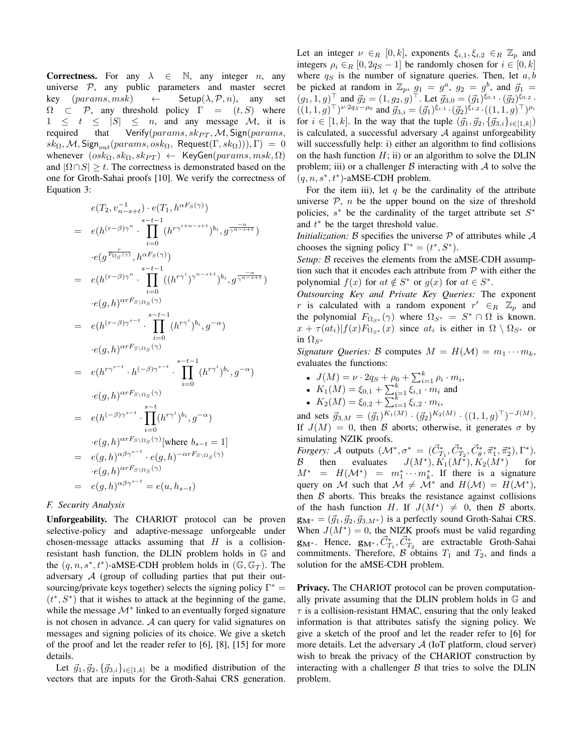**Correctness.** For any $\lambda \in \mathbb{N}$, any integer $n$, any universe $\mathcal{P}$, any public parameters and master secret key $(params, msk) \leftarrow \mathsf{Setup}(\lambda, \mathcal{P}, n)$, any set $\Omega \subset \mathcal{P}$, any threshold policy $\Gamma = (t, S)$ where $1 \leq t \leq |S| \leq n$, and any message $\mathcal{M}$, it is required that $\mathsf{Verify}(params, sk_{PT}, \mathcal{M}, \mathsf{Sign}(params, sk_\Omega, \mathcal{M}, \mathsf{Sign}_{out}(params, osk_\Omega, \mathsf{Request}(\Gamma, sk_\Omega))), \Gamma) = 0$ whenever $(osk_\Omega, sk_\Omega, sk_{PT}) \leftarrow \mathsf{KeyGen}(params, msk, \Omega)$ and $|\Omega \cap S| \geq t$. The correctness is demonstrated based on the one for Groth-Sahai proofs [10]. We verify the correctness of Equation 3:

$$
\begin{aligned}
& e(T_2, v_{n-s+t}^{-1}) \cdot e(T_1, h^{\alpha F_S(\gamma)}) \\
= \; & e(h^{(r-\beta)\gamma^n} \cdot \prod_{i=0}^{s-t-1} (h^{r\gamma^{i+n-s+t}})^{b_i}, g^{\frac{-\alpha}{\gamma^{n-s+t}}}) \\
& \cdot e(g^{\frac{r}{F_{\Omega_S}(\gamma)}}, h^{\alpha F_S(\gamma)}) \\
= \; & e(h^{(r-\beta)\gamma^n} \cdot \prod_{i=0}^{s-t-1} ((h^{r\gamma^i})^{\gamma^{n-s+t}})^{b_i}, g^{\frac{-\alpha}{\gamma^{n-s+t}}}) \\
& \cdot e(g, h)^{\alpha r F_{S \setminus \Omega_S}(\gamma)} \\
= \; & e(h^{(r-\beta)\gamma^{s-t}} \cdot \prod_{i=0}^{s-t-1} (h^{r\gamma^i})^{b_i}, g^{-\alpha}) \\
& \cdot e(g, h)^{\alpha r F_{S \setminus \Omega_S}(\gamma)} \\
= \; & e(h^{r\gamma^{s-t}} \cdot h^{(-\beta)\gamma^{s-t}} \cdot \prod_{i=0}^{s-t-1} (h^{r\gamma^i})^{b_i}, g^{-\alpha}) \\
& \cdot e(g, h)^{\alpha r F_{S \setminus \Omega_S}(\gamma)} \\
= \; & e(h^{(-\beta)\gamma^{s-t}} \cdot \prod_{i=0}^{s-t} (h^{r\gamma^i})^{b_i}, g^{-\alpha}) \\
& \cdot e(g, h)^{\alpha r F_{S \setminus \Omega_S}(\gamma)} [\text{where } b_{s-t} = 1] \\
= \; & e(g, h)^{\alpha\beta\gamma^{s-t}} \cdot e(g, h)^{-\alpha r F_{S \setminus \Omega_S}(\gamma)} \\
& \cdot e(g, h)^{\alpha r F_{S \setminus \Omega_S}(\gamma)} \\
= \; & e(g, h)^{\alpha\beta\gamma^{s-t}} = e(u, h_{s-t})
\end{aligned}
$$

### F. Security Analysis

**Unforgeability.** The CHARIOT protocol can be proven selective-policy and adaptive-message unforgeable under chosen-message attacks assuming that $H$ is a collision-resistant hash function, the DLIN problem holds in $\mathbb{G}$ and the $(q, n, s^*, t^*)$-aMSE-CDH problem holds in $(\mathbb{G}, \mathbb{G}_T)$. The adversary $\mathcal{A}$ (group of colluding parties that put their outsourcing/private keys together) selects the signing policy $\Gamma^* = (t^*, S^*)$ that it wishes to attack at the beginning of the game, while the message $\mathcal{M}^*$ linked to an eventually forged signature is not chosen in advance. $\mathcal{A}$ can query for valid signatures on messages and signing policies of its choice. We give a sketch of the proof and let the reader refer to [6], [8], [15] for more details.

Let $\vec{g}_1, \vec{g}_2, \{\vec{g}_{3,i}\}_{i \in [1,k]}$ be a modified distribution of the vectors that are inputs for the Groth-Sahai CRS generation. Let an integer $\nu \in_R [0, k]$, exponents $\xi_{i,1}, \xi_{i,2} \in_R \mathbb{Z}_p$ and integers $\rho_i \in_R [0, 2q_S - 1]$ be randomly chosen for $i \in [0, k]$ where $q_S$ is the number of signature queries. Then, let $a, b$ be picked at random in $\mathbb{Z}_p$, $g_1 = g^a$, $g_2 = g^b$, and $\vec{g}_1 = (g_1, 1, g)^\top$ and $\vec{g}_2 = (1, g_2, g)^\top$. Let $\vec{g}_{3,0} = (\vec{g}_1)^{\xi_{0,1}} \cdot (\vec{g}_2)^{\xi_{0,2}} \cdot ((1,1,g)^\top)^{\nu \cdot 2q_S - \rho_0}$ and $\vec{g}_{3,i} = (\vec{g}_1)^{\xi_{i,1}} \cdot (\vec{g}_2)^{\xi_{i,2}} \cdot ((1,1,g)^\top)^{\rho_i}$ for $i \in [1, k]$. In the way that the tuple $(\vec{g}_1, \vec{g}_2, \{\vec{g}_{3,i}\}_{i \in [1,k]})$ is calculated, a successful adversary $\mathcal{A}$ against unforgeability will successfully help: i) either an algorithm to find collisions on the hash function $H$; ii) or an algorithm to solve the DLIN problem; iii) or a challenger $\mathcal{B}$ interacting with $\mathcal{A}$ to solve the $(q, n, s^*, t^*)$-aMSE-CDH problem.

For the item iii), let $q$ be the cardinality of the attribute universe $\mathcal{P}$, $n$ be the upper bound on the size of threshold policies, $s^*$ be the cardinality of the target attribute set $S^*$ and $t^*$ be the target threshold value.

*Initialization:* $\mathcal{B}$ specifies the universe $\mathcal{P}$ of attributes while $\mathcal{A}$ chooses the signing policy $\Gamma^* = (t^*, S^*)$.

*Setup:* $\mathcal{B}$ receives the elements from the aMSE-CDH assumption such that it encodes each attribute from $\mathcal{P}$ with either the polynomial $f(x)$ for $at \notin S^*$ or $g(x)$ for $at \in S^*$.

*Outsourcing Key and Private Key Queries:* The exponent $r$ is calculated with a random exponent $r' \in_R \mathbb{Z}_p$ and the polynomial $F_{\Omega_{S^*}}(\gamma)$ where $\Omega_{S^*} = S^* \cap \Omega$ is known. $x + \tau(at_i) | f(x) F_{\Omega_{S^*}}(x)$ since $at_i$ is either in $\Omega \setminus \Omega_{S^*}$ or in $\Omega_{S^*}$

*Signature Queries:* $\mathcal{B}$ computes $M = H(\mathcal{M}) = m_1 \cdots m_k$, evaluates the functions:

- $J(M) = \nu \cdot 2q_S + \rho_0 + \sum_{i=1}^{k} \rho_i \cdot m_i$,
- $K_1(M) = \xi_{0,1} + \sum_{i=1}^{k} \xi_{i,1} \cdot m_i$ and
- $K_2(M) = \xi_{0,2} + \sum_{i=1}^{k} \xi_{i,2} \cdot m_i$,

and sets $\vec{g}_{3,M} = (\vec{g}_1)^{K_1(M)} \cdot (\vec{g}_2)^{K_2(M)} \cdot ((1,1,g)^\top)^{-J(M)}$. If $J(M) = 0$, then $\mathcal{B}$ aborts; otherwise, it generates $\sigma$ by simulating NZIK proofs.

*Forgery:* $\mathcal{A}$ outputs $(\mathcal{M}^*, \sigma^* = (\vec{C}^*_{T_1}, \vec{C}^*_{T_2}, \vec{C}^*_\theta, \vec{\pi}^*_1, \vec{\pi}^*_2), \Gamma^*)$. $\mathcal{B}$ then evaluates $J(M^*), K_1(M^*), K_2(M^*)$ for $M^* = H(\mathcal{M}^*) = m^*_1 \cdots m^*_k$. If there is a signature query on $\mathcal{M}$ such that $\mathcal{M} \neq \mathcal{M}^*$ and $H(\mathcal{M}) = H(\mathcal{M}^*)$, then $\mathcal{B}$ aborts. This breaks the resistance against collisions of the hash function $H$. If $J(M^*) \neq 0$, then $\mathcal{B}$ aborts. $\mathbf{g}_{M^*} = (\vec{g}_1, \vec{g}_2, \vec{g}_{3,M^*})$ is a perfectly sound Groth-Sahai CRS. When $J(M^*) = 0$, the NIZK proofs must be valid regarding $\mathbf{g}_{M^*}$. Hence, $\mathbf{g}_{M^*}, \vec{C}^*_{T_1}, \vec{C}^*_{T_2}$ are extractable Groth-Sahai commitments. Therefore, $\mathcal{B}$ obtains $T_1$ and $T_2$, and finds a solution for the aMSE-CDH problem.

**Privacy.** The CHARIOT protocol can be proven computationally private assuming that the DLIN problem holds in $\mathbb{G}$ and $\tau$ is a collision-resistant HMAC, ensuring that the only leaked information is that attributes satisfy the signing policy. We give a sketch of the proof and let the reader refer to [6] for more details. Let the adversary $\mathcal{A}$ (IoT platform, cloud server) wish to break the privacy of the CHARIOT construction by interacting with a challenger $\mathcal{B}$ that tries to solve the DLIN problem.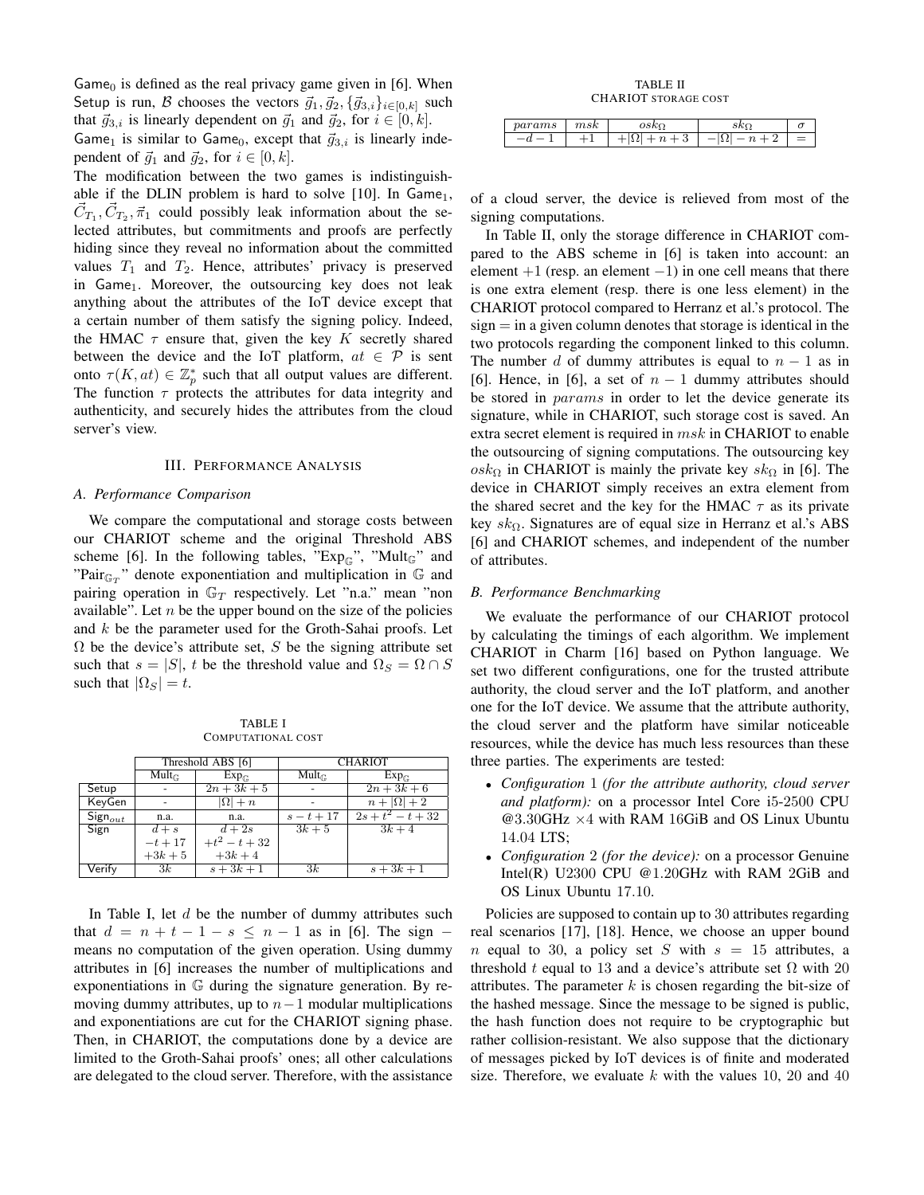$\mathsf{Game}_0$ is defined as the real privacy game given in [6]. When Setup is run, $\mathcal{B}$ chooses the vectors $\vec{g}_1, \vec{g}_2, \{\vec{g}_{3,i}\}_{i\in[0,k]}$ such that $\vec{g}_{3,i}$ is linearly dependent on $\vec{g}_1$ and $\vec{g}_2$, for $i \in [0, k]$.
$\mathsf{Game}_1$ is similar to $\mathsf{Game}_0$, except that $\vec{g}_{3,i}$ is linearly independent of $\vec{g}_1$ and $\vec{g}_2$, for $i \in [0, k]$.
The modification between the two games is indistinguishable if the DLIN problem is hard to solve [10]. In $\mathsf{Game}_1$, $\vec{C}_{T_1}, \vec{C}_{T_2}, \vec{\pi}_1$ could possibly leak information about the selected attributes, but commitments and proofs are perfectly hiding since they reveal no information about the committed values $T_1$ and $T_2$. Hence, attributes' privacy is preserved in $\mathsf{Game}_1$. Moreover, the outsourcing key does not leak anything about the attributes of the IoT device except that a certain number of them satisfy the signing policy. Indeed, the HMAC $\tau$ ensure that, given the key $K$ secretly shared between the device and the IoT platform, $at \in \mathcal{P}$ is sent onto $\tau(K, at) \in \mathbb{Z}_p^*$ such that all output values are different. The function $\tau$ protects the attributes for data integrity and authenticity, and securely hides the attributes from the cloud server's view.

## III. Performance Analysis

### A. Performance Comparison

We compare the computational and storage costs between our CHARIOT scheme and the original Threshold ABS scheme [6]. In the following tables, "$\text{Exp}_{\mathbb{G}}$", "$\text{Mult}_{\mathbb{G}}$" and "$\text{Pair}_{\mathbb{G}_T}$" denote exponentiation and multiplication in $\mathbb{G}$ and pairing operation in $\mathbb{G}_T$ respectively. Let "n.a." mean "non available". Let $n$ be the upper bound on the size of the policies and $k$ be the parameter used for the Groth-Sahai proofs. Let $\Omega$ be the device's attribute set, $S$ be the signing attribute set such that $s = |S|$, $t$ be the threshold value and $\Omega_S = \Omega \cap S$ such that $|\Omega_S| = t$.

TABLE I
Computational cost

| | Threshold ABS [6] | | CHARIOT | |
|---|---|---|---|---|
| | $\text{Mult}_{\mathbb{G}}$ | $\text{Exp}_{\mathbb{G}}$ | $\text{Mult}_{\mathbb{G}}$ | $\text{Exp}_{\mathbb{G}}$ |
| Setup | - | $2n + 3k + 5$ | - | $2n + 3k + 6$ |
| KeyGen | - | $\lvert\Omega\rvert + n$ | - | $n + \lvert\Omega\rvert + 2$ |
| $\mathsf{Sign}_{out}$ | n.a. | n.a. | $s - t + 17$ | $2s + t^2 - t + 32$ |
| Sign | $d + s - t + 17 + 3k + 5$ | $d + 2s + t^2 - t + 32 + 3k + 4$ | $3k + 5$ | $3k + 4$ |
| Verify | $3k$ | $s + 3k + 1$ | $3k$ | $s + 3k + 1$ |

In Table I, let $d$ be the number of dummy attributes such that $d = n + t - 1 - s \leq n - 1$ as in [6]. The sign $-$ means no computation of the given operation. Using dummy attributes in [6] increases the number of multiplications and exponentiations in $\mathbb{G}$ during the signature generation. By removing dummy attributes, up to $n-1$ modular multiplications and exponentiations are cut for the CHARIOT signing phase. Then, in CHARIOT, the computations done by a device are limited to the Groth-Sahai proofs' ones; all other calculations are delegated to the cloud server. Therefore, with the assistance of a cloud server, the device is relieved from most of the signing computations.

TABLE II
CHARIOT storage cost

| $params$ | $msk$ | $osk_\Omega$ | $sk_\Omega$ | $\sigma$ |
|---|---|---|---|---|
| $-d-1$ | $+1$ | $+\lvert\Omega\rvert + n + 3$ | $-\lvert\Omega\rvert - n + 2$ | $=$ |

In Table II, only the storage difference in CHARIOT compared to the ABS scheme in [6] is taken into account: an element $+1$ (resp. an element $-1$) in one cell means that there is one extra element (resp. there is one less element) in the CHARIOT protocol compared to Herranz et al.'s protocol. The sign $=$ in a given column denotes that storage is identical in the two protocols regarding the component linked to this column. The number $d$ of dummy attributes is equal to $n-1$ as in [6]. Hence, in [6], a set of $n-1$ dummy attributes should be stored in $params$ in order to let the device generate its signature, while in CHARIOT, such storage cost is saved. An extra secret element is required in $msk$ in CHARIOT to enable the outsourcing of signing computations. The outsourcing key $osk_\Omega$ in CHARIOT is mainly the private key $sk_\Omega$ in [6]. The device in CHARIOT simply receives an extra element from the shared secret and the key for the HMAC $\tau$ as its private key $sk_\Omega$. Signatures are of equal size in Herranz et al.'s ABS [6] and CHARIOT schemes, and independent of the number of attributes.

### B. Performance Benchmarking

We evaluate the performance of our CHARIOT protocol by calculating the timings of each algorithm. We implement CHARIOT in Charm [16] based on Python language. We set two different configurations, one for the trusted attribute authority, the cloud server and the IoT platform, and another one for the IoT device. We assume that the attribute authority, the cloud server and the platform have similar noticeable resources, while the device has much less resources than these three parties. The experiments are tested:

- *Configuration 1 (for the attribute authority, cloud server and platform):* on a processor Intel Core i5-2500 CPU @3.30GHz $\times 4$ with RAM 16GiB and OS Linux Ubuntu 14.04 LTS;
- *Configuration 2 (for the device):* on a processor Genuine Intel(R) U2300 CPU @1.20GHz with RAM 2GiB and OS Linux Ubuntu 17.10.

Policies are supposed to contain up to 30 attributes regarding real scenarios [17], [18]. Hence, we choose an upper bound $n$ equal to 30, a policy set $S$ with $s = 15$ attributes, a threshold $t$ equal to 13 and a device's attribute set $\Omega$ with 20 attributes. The parameter $k$ is chosen regarding the bit-size of the hashed message. Since the message to be signed is public, the hash function does not require to be cryptographic but rather collision-resistant. We also suppose that the dictionary of messages picked by IoT devices is of finite and moderated size. Therefore, we evaluate $k$ with the values 10, 20 and 40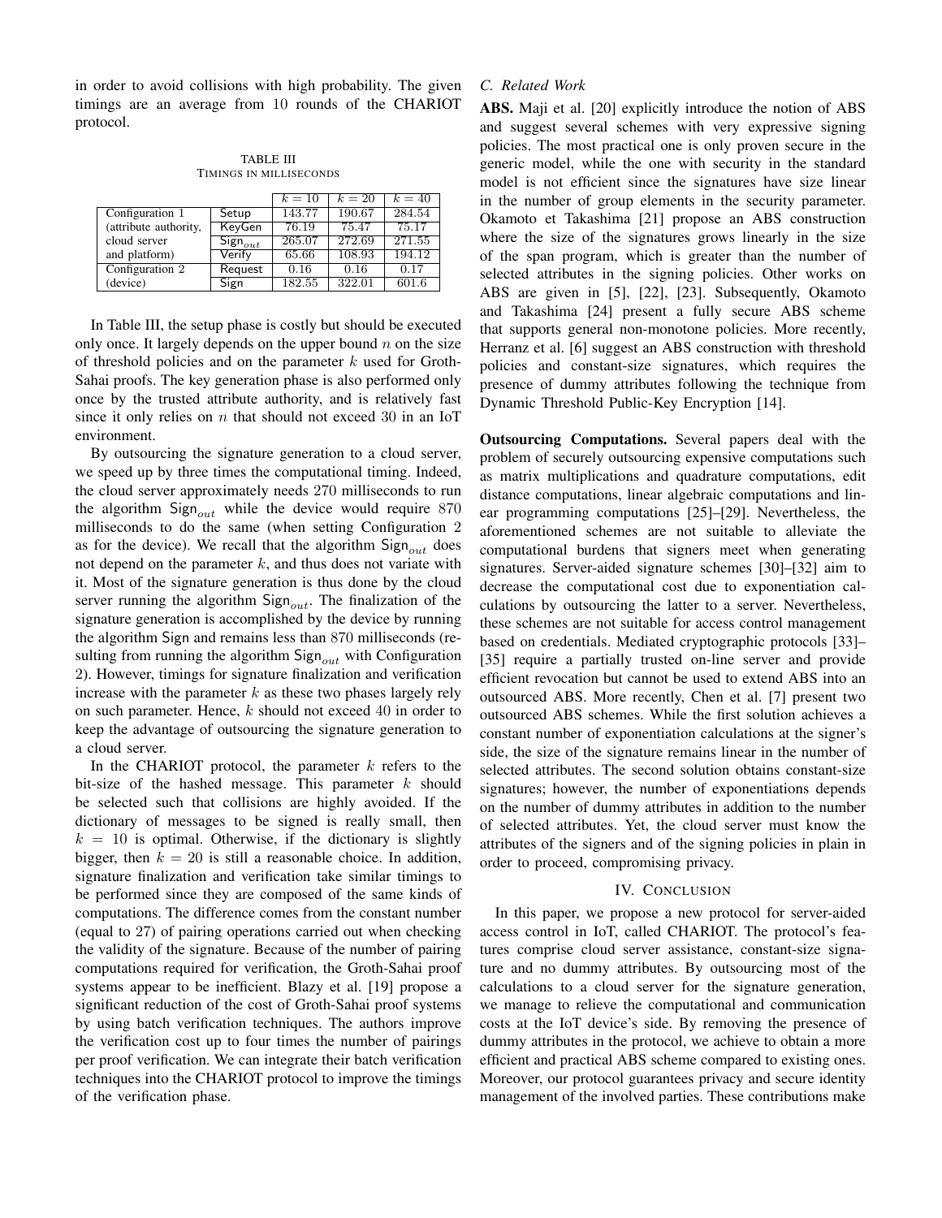in order to avoid collisions with high probability. The given timings are an average from 10 rounds of the CHARIOT protocol.

TABLE III
TIMINGS IN MILLISECONDS

| | | $k = 10$ | $k = 20$ | $k = 40$ |
|---|---|---|---|---|
| Configuration 1 (attribute authority, cloud server and platform) | Setup | 143.77 | 190.67 | 284.54 |
| | KeyGen | 76.19 | 75.47 | 75.17 |
| | $\mathsf{Sign}_{out}$ | 265.07 | 272.69 | 271.55 |
| | Verify | 65.66 | 108.93 | 194.12 |
| Configuration 2 (device) | Request | 0.16 | 0.16 | 0.17 |
| | Sign | 182.55 | 322.01 | 601.6 |

In Table III, the setup phase is costly but should be executed only once. It largely depends on the upper bound $n$ on the size of threshold policies and on the parameter $k$ used for Groth-Sahai proofs. The key generation phase is also performed only once by the trusted attribute authority, and is relatively fast since it only relies on $n$ that should not exceed 30 in an IoT environment.

By outsourcing the signature generation to a cloud server, we speed up by three times the computational timing. Indeed, the cloud server approximately needs 270 milliseconds to run the algorithm $\mathsf{Sign}_{out}$ while the device would require 870 milliseconds to do the same (when setting Configuration 2 as for the device). We recall that the algorithm $\mathsf{Sign}_{out}$ does not depend on the parameter $k$, and thus does not variate with it. Most of the signature generation is thus done by the cloud server running the algorithm $\mathsf{Sign}_{out}$. The finalization of the signature generation is accomplished by the device by running the algorithm Sign and remains less than 870 milliseconds (resulting from running the algorithm $\mathsf{Sign}_{out}$ with Configuration 2). However, timings for signature finalization and verification increase with the parameter $k$ as these two phases largely rely on such parameter. Hence, $k$ should not exceed 40 in order to keep the advantage of outsourcing the signature generation to a cloud server.

In the CHARIOT protocol, the parameter $k$ refers to the bit-size of the hashed message. This parameter $k$ should be selected such that collisions are highly avoided. If the dictionary of messages to be signed is really small, then $k = 10$ is optimal. Otherwise, if the dictionary is slightly bigger, then $k = 20$ is still a reasonable choice. In addition, signature finalization and verification take similar timings to be performed since they are composed of the same kinds of computations. The difference comes from the constant number (equal to 27) of pairing operations carried out when checking the validity of the signature. Because of the number of pairing computations required for verification, the Groth-Sahai proof systems appear to be inefficient. Blazy et al. [19] propose a significant reduction of the cost of Groth-Sahai proof systems by using batch verification techniques. The authors improve the verification cost up to four times the number of pairings per proof verification. We can integrate their batch verification techniques into the CHARIOT protocol to improve the timings of the verification phase.

### C. Related Work

**ABS.** Maji et al. [20] explicitly introduce the notion of ABS and suggest several schemes with very expressive signing policies. The most practical one is only proven secure in the generic model, while the one with security in the standard model is not efficient since the signatures have size linear in the number of group elements in the security parameter. Okamoto et Takashima [21] propose an ABS construction where the size of the signatures grows linearly in the size of the span program, which is greater than the number of selected attributes in the signing policies. Other works on ABS are given in [5], [22], [23]. Subsequently, Okamoto and Takashima [24] present a fully secure ABS scheme that supports general non-monotone policies. More recently, Herranz et al. [6] suggest an ABS construction with threshold policies and constant-size signatures, which requires the presence of dummy attributes following the technique from Dynamic Threshold Public-Key Encryption [14].

**Outsourcing Computations.** Several papers deal with the problem of securely outsourcing expensive computations such as matrix multiplications and quadrature computations, edit distance computations, linear algebraic computations and linear programming computations [25]–[29]. Nevertheless, the aforementioned schemes are not suitable to alleviate the computational burdens that signers meet when generating signatures. Server-aided signature schemes [30]–[32] aim to decrease the computational cost due to exponentiation calculations by outsourcing the latter to a server. Nevertheless, these schemes are not suitable for access control management based on credentials. Mediated cryptographic protocols [33]–[35] require a partially trusted on-line server and provide efficient revocation but cannot be used to extend ABS into an outsourced ABS. More recently, Chen et al. [7] present two outsourced ABS schemes. While the first solution achieves a constant number of exponentiation calculations at the signer's side, the size of the signature remains linear in the number of selected attributes. The second solution obtains constant-size signatures; however, the number of exponentiations depends on the number of dummy attributes in addition to the number of selected attributes. Yet, the cloud server must know the attributes of the signers and of the signing policies in plain in order to proceed, compromising privacy.

## IV. Conclusion

In this paper, we propose a new protocol for server-aided access control in IoT, called CHARIOT. The protocol's features comprise cloud server assistance, constant-size signature and no dummy attributes. By outsourcing most of the calculations to a cloud server for the signature generation, we manage to relieve the computational and communication costs at the IoT device's side. By removing the presence of dummy attributes in the protocol, we achieve to obtain a more efficient and practical ABS scheme compared to existing ones. Moreover, our protocol guarantees privacy and secure identity management of the involved parties. These contributions make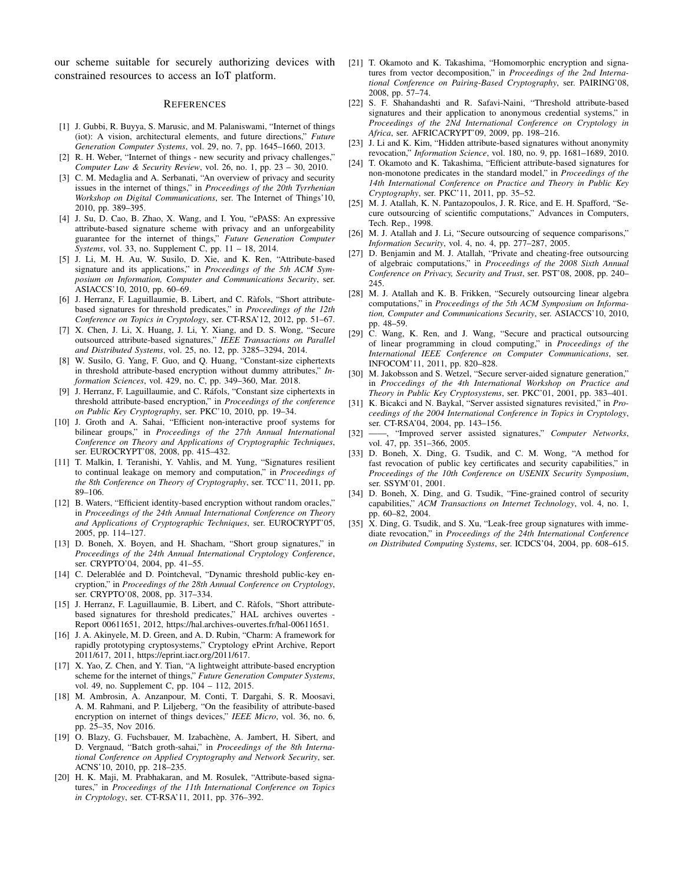our scheme suitable for securely authorizing devices with constrained resources to access an IoT platform.

## References

[1] J. Gubbi, R. Buyya, S. Marusic, and M. Palaniswami, "Internet of things (iot): A vision, architectural elements, and future directions," *Future Generation Computer Systems*, vol. 29, no. 7, pp. 1645–1660, 2013.

[2] R. H. Weber, "Internet of things - new security and privacy challenges," *Computer Law & Security Review*, vol. 26, no. 1, pp. 23 – 30, 2010.

[3] C. M. Medaglia and A. Serbanati, "An overview of privacy and security issues in the internet of things," in *Proceedings of the 20th Tyrrhenian Workshop on Digital Communications*, ser. The Internet of Things'10, 2010, pp. 389–395.

[4] J. Su, D. Cao, B. Zhao, X. Wang, and I. You, "ePASS: An expressive attribute-based signature scheme with privacy and an unforgeability guarantee for the internet of things," *Future Generation Computer Systems*, vol. 33, no. Supplement C, pp. 11 – 18, 2014.

[5] J. Li, M. H. Au, W. Susilo, D. Xie, and K. Ren, "Attribute-based signature and its applications," in *Proceedings of the 5th ACM Symposium on Information, Computer and Communications Security*, ser. ASIACCS'10, 2010, pp. 60–69.

[6] J. Herranz, F. Laguillaumie, B. Libert, and C. Ràfols, "Short attribute-based signatures for threshold predicates," in *Proceedings of the 12th Conference on Topics in Cryptology*, ser. CT-RSA'12, 2012, pp. 51–67.

[7] X. Chen, J. Li, X. Huang, J. Li, Y. Xiang, and D. S. Wong, "Secure outsourced attribute-based signatures," *IEEE Transactions on Parallel and Distributed Systems*, vol. 25, no. 12, pp. 3285–3294, 2014.

[8] W. Susilo, G. Yang, F. Guo, and Q. Huang, "Constant-size ciphertexts in threshold attribute-based encryption without dummy attributes," *Information Sciences*, vol. 429, no. C, pp. 349–360, Mar. 2018.

[9] J. Herranz, F. Laguillaumie, and C. Ráfols, "Constant size ciphertexts in threshold attribute-based encryption," in *Proceedings of the conference on Public Key Cryptography*, ser. PKC'10, 2010, pp. 19–34.

[10] J. Groth and A. Sahai, "Efficient non-interactive proof systems for bilinear groups," in *Proceedings of the 27th Annual International Conference on Theory and Applications of Cryptographic Techniques*, ser. EUROCRYPT'08, 2008, pp. 415–432.

[11] T. Malkin, I. Teranishi, Y. Vahlis, and M. Yung, "Signatures resilient to continual leakage on memory and computation," in *Proceedings of the 8th Conference on Theory of Cryptography*, ser. TCC'11, 2011, pp. 89–106.

[12] B. Waters, "Efficient identity-based encryption without random oracles," in *Proceedings of the 24th Annual International Conference on Theory and Applications of Cryptographic Techniques*, ser. EUROCRYPT'05, 2005, pp. 114–127.

[13] D. Boneh, X. Boyen, and H. Shacham, "Short group signatures," in *Proceedings of the 24th Annual International Cryptology Conference*, ser. CRYPTO'04, 2004, pp. 41–55.

[14] C. Delerablée and D. Pointcheval, "Dynamic threshold public-key encryption," in *Proceedings of the 28th Annual Conference on Cryptology*, ser. CRYPTO'08, 2008, pp. 317–334.

[15] J. Herranz, F. Laguillaumie, B. Libert, and C. Ràfols, "Short attribute-based signatures for threshold predicates," HAL archives ouvertes - Report 00611651, 2012, https://hal.archives-ouvertes.fr/hal-00611651.

[16] J. A. Akinyele, M. D. Green, and A. D. Rubin, "Charm: A framework for rapidly prototyping cryptosystems," Cryptology ePrint Archive, Report 2011/617, 2011, https://eprint.iacr.org/2011/617.

[17] X. Yao, Z. Chen, and Y. Tian, "A lightweight attribute-based encryption scheme for the internet of things," *Future Generation Computer Systems*, vol. 49, no. Supplement C, pp. 104 – 112, 2015.

[18] M. Ambrosin, A. Anzanpour, M. Conti, T. Dargahi, S. R. Moosavi, A. M. Rahmani, and P. Liljeberg, "On the feasibility of attribute-based encryption on internet of things devices," *IEEE Micro*, vol. 36, no. 6, pp. 25–35, Nov 2016.

[19] O. Blazy, G. Fuchsbauer, M. Izabachène, A. Jambert, H. Sibert, and D. Vergnaud, "Batch groth-sahai," in *Proceedings of the 8th International Conference on Applied Cryptography and Network Security*, ser. ACNS'10, 2010, pp. 218–235.

[20] H. K. Maji, M. Prabhakaran, and M. Rosulek, "Attribute-based signatures," in *Proceedings of the 11th International Conference on Topics in Cryptology*, ser. CT-RSA'11, 2011, pp. 376–392.

[21] T. Okamoto and K. Takashima, "Homomorphic encryption and signatures from vector decomposition," in *Proceedings of the 2nd International Conference on Pairing-Based Cryptography*, ser. PAIRING'08, 2008, pp. 57–74.

[22] S. F. Shahandashti and R. Safavi-Naini, "Threshold attribute-based signatures and their application to anonymous credential systems," in *Proceedings of the 2Nd International Conference on Cryptology in Africa*, ser. AFRICACRYPT'09, 2009, pp. 198–216.

[23] J. Li and K. Kim, "Hidden attribute-based signatures without anonymity revocation," *Information Science*, vol. 180, no. 9, pp. 1681–1689, 2010.

[24] T. Okamoto and K. Takashima, "Efficient attribute-based signatures for non-monotone predicates in the standard model," in *Proceedings of the 14th International Conference on Practice and Theory in Public Key Cryptography*, ser. PKC'11, 2011, pp. 35–52.

[25] M. J. Atallah, K. N. Pantazopoulos, J. R. Rice, and E. H. Spafford, "Secure outsourcing of scientific computations," Advances in Computers, Tech. Rep., 1998.

[26] M. J. Atallah and J. Li, "Secure outsourcing of sequence comparisons," *Information Security*, vol. 4, no. 4, pp. 277–287, 2005.

[27] D. Benjamin and M. J. Atallah, "Private and cheating-free outsourcing of algebraic computations," in *Proceedings of the 2008 Sixth Annual Conference on Privacy, Security and Trust*, ser. PST'08, 2008, pp. 240–245.

[28] M. J. Atallah and K. B. Frikken, "Securely outsourcing linear algebra computations," in *Proceedings of the 5th ACM Symposium on Information, Computer and Communications Security*, ser. ASIACCS'10, 2010, pp. 48–59.

[29] C. Wang, K. Ren, and J. Wang, "Secure and practical outsourcing of linear programming in cloud computing," in *Proceedings of the International IEEE Conference on Computer Communications*, ser. INFOCOM'11, 2011, pp. 820–828.

[30] M. Jakobsson and S. Wetzel, "Secure server-aided signature generation," in *Proccedings of the 4th International Workshop on Practice and Theory in Public Key Cryptosystems*, ser. PKC'01, 2001, pp. 383–401.

[31] K. Bicakci and N. Baykal, "Server assisted signatures revisited," in *Proceedings of the 2004 International Conference in Topics in Cryptology*, ser. CT-RSA'04, 2004, pp. 143–156.

[32] ——, "Improved server assisted signatures," *Computer Networks*, vol. 47, pp. 351–366, 2005.

[33] D. Boneh, X. Ding, G. Tsudik, and C. M. Wong, "A method for fast revocation of public key certificates and security capabilities," in *Proceedings of the 10th Conference on USENIX Security Symposium*, ser. SSYM'01, 2001.

[34] D. Boneh, X. Ding, and G. Tsudik, "Fine-grained control of security capabilities," *ACM Transactions on Internet Technology*, vol. 4, no. 1, pp. 60–82, 2004.

[35] X. Ding, G. Tsudik, and S. Xu, "Leak-free group signatures with immediate revocation," in *Proceedings of the 24th International Conference on Distributed Computing Systems*, ser. ICDCS'04, 2004, pp. 608–615.